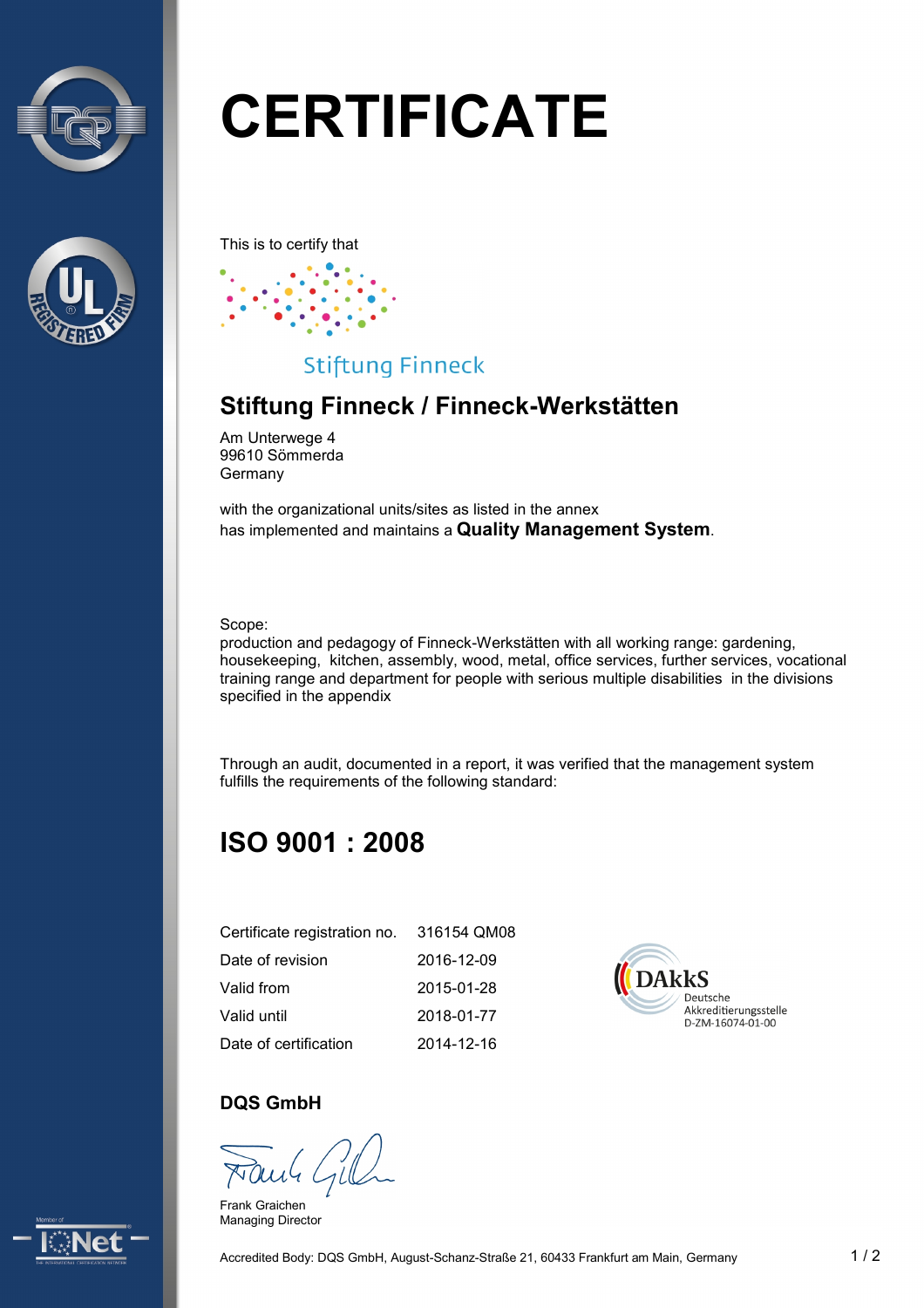# CERTIFICATE

This is to certify that

Stiftung Finneck

## Stiftung Finneck / Finneck-Werkstätten

Am Unterwege 4
99610 Sömmerda
Germany

with the organizational units/sites as listed in the annex
has implemented and maintains a **Quality Management System**.

Scope:
production and pedagogy of Finneck-Werkstätten with all working range: gardening, housekeeping, kitchen, assembly, wood, metal, office services, further services, vocational training range and department for people with serious multiple disabilities in the divisions specified in the appendix

Through an audit, documented in a report, it was verified that the management system fulfills the requirements of the following standard:

## ISO 9001 : 2008

| | |
|---|---|
| Certificate registration no. | 316154 QM08 |
| Date of revision | 2016-12-09 |
| Valid from | 2015-01-28 |
| Valid until | 2018-01-77 |
| Date of certification | 2014-12-16 |

DAkkS
Deutsche
Akkreditierungsstelle
D-ZM-16074-01-00

**DQS GmbH**

Frank Graichen
Managing Director

Accredited Body: DQS GmbH, August-Schanz-Straße 21, 60433 Frankfurt am Main, Germany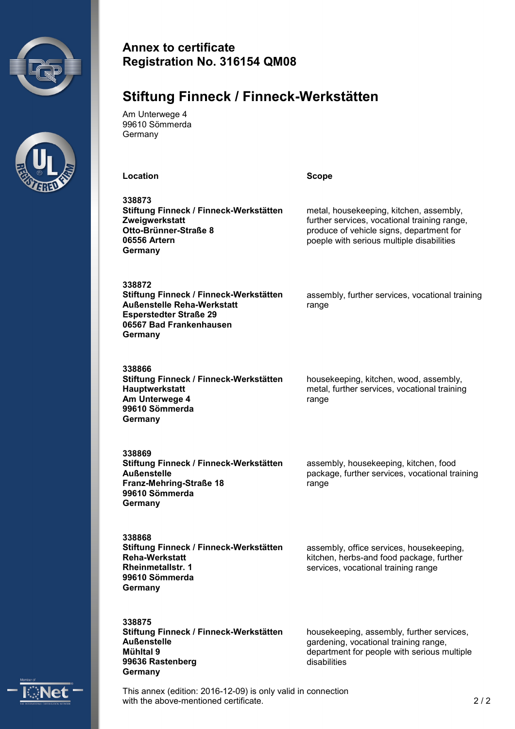**Annex to certificate**
**Registration No. 316154 QM08**

# Stiftung Finneck / Finneck-Werkstätten

Am Unterwege 4
99610 Sömmerda
Germany

| Location | Scope |
|---|---|
| **338873**<br>**Stiftung Finneck / Finneck-Werkstätten**<br>**Zweigwerkstatt**<br>**Otto-Brünner-Straße 8**<br>**06556 Artern**<br>**Germany** | metal, housekeeping, kitchen, assembly, further services, vocational training range, produce of vehicle signs, department for poeple with serious multiple disabilities |
| **338872**<br>**Stiftung Finneck / Finneck-Werkstätten**<br>**Außenstelle Reha-Werkstatt**<br>**Esperstedter Straße 29**<br>**06567 Bad Frankenhausen**<br>**Germany** | assembly, further services, vocational training range |
| **338866**<br>**Stiftung Finneck / Finneck-Werkstätten**<br>**Hauptwerkstatt**<br>**Am Unterwege 4**<br>**99610 Sömmerda**<br>**Germany** | housekeeping, kitchen, wood, assembly, metal, further services, vocational training range |
| **338869**<br>**Stiftung Finneck / Finneck-Werkstätten**<br>**Außenstelle**<br>**Franz-Mehring-Straße 18**<br>**99610 Sömmerda**<br>**Germany** | assembly, housekeeping, kitchen, food package, further services, vocational training range |
| **338868**<br>**Stiftung Finneck / Finneck-Werkstätten**<br>**Reha-Werkstatt**<br>**Rheinmetallstr. 1**<br>**99610 Sömmerda**<br>**Germany** | assembly, office services, housekeeping, kitchen, herbs-and food package, further services, vocational training range |
| **338875**<br>**Stiftung Finneck / Finneck-Werkstätten**<br>**Außenstelle**<br>**Mühltal 9**<br>**99636 Rastenberg**<br>**Germany** | housekeeping, assembly, further services, gardening, vocational training range, department for people with serious multiple disabilities |

This annex (edition: 2016-12-09) is only valid in connection with the above-mentioned certificate.